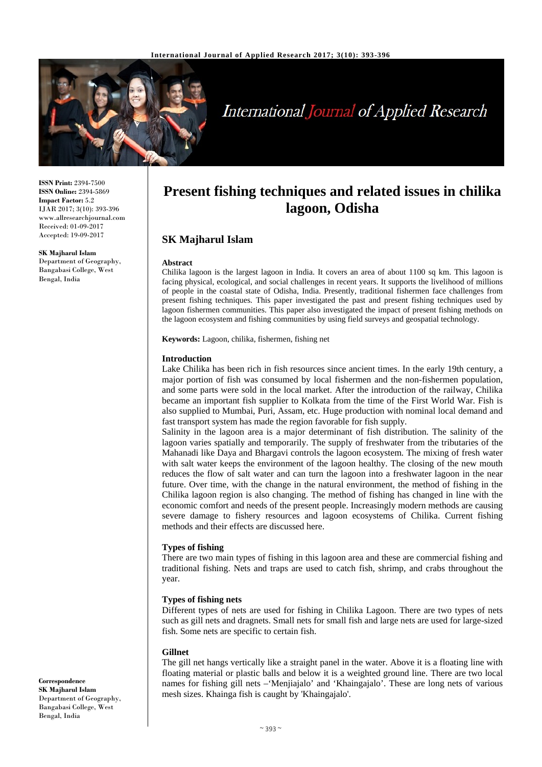**ISSN Print:** 2394-7500
**ISSN Online:** 2394-5869
**Impact Factor:** 5.2
IJAR 2017; 3(10): 393-396
www.allresearchjournal.com
Received: 01-09-2017
Accepted: 19-09-2017

**SK Majharul Islam**
Department of Geography, Bangabasi College, West Bengal, India

**Correspondence**
**SK Majharul Islam**
Department of Geography, Bangabasi College, West Bengal, India

# Present fishing techniques and related issues in chilika lagoon, Odisha

## SK Majharul Islam

### Abstract

Chilika lagoon is the largest lagoon in India. It covers an area of about 1100 sq km. This lagoon is facing physical, ecological, and social challenges in recent years. It supports the livelihood of millions of people in the coastal state of Odisha, India. Presently, traditional fishermen face challenges from present fishing techniques. This paper investigated the past and present fishing techniques used by lagoon fishermen communities. This paper also investigated the impact of present fishing methods on the lagoon ecosystem and fishing communities by using field surveys and geospatial technology.

**Keywords:** Lagoon, chilika, fishermen, fishing net

### Introduction

Lake Chilika has been rich in fish resources since ancient times. In the early 19th century, a major portion of fish was consumed by local fishermen and the non-fishermen population, and some parts were sold in the local market. After the introduction of the railway, Chilika became an important fish supplier to Kolkata from the time of the First World War. Fish is also supplied to Mumbai, Puri, Assam, etc. Huge production with nominal local demand and fast transport system has made the region favorable for fish supply.

Salinity in the lagoon area is a major determinant of fish distribution. The salinity of the lagoon varies spatially and temporarily. The supply of freshwater from the tributaries of the Mahanadi like Daya and Bhargavi controls the lagoon ecosystem. The mixing of fresh water with salt water keeps the environment of the lagoon healthy. The closing of the new mouth reduces the flow of salt water and can turn the lagoon into a freshwater lagoon in the near future. Over time, with the change in the natural environment, the method of fishing in the Chilika lagoon region is also changing. The method of fishing has changed in line with the economic comfort and needs of the present people. Increasingly modern methods are causing severe damage to fishery resources and lagoon ecosystems of Chilika. Current fishing methods and their effects are discussed here.

### Types of fishing

There are two main types of fishing in this lagoon area and these are commercial fishing and traditional fishing. Nets and traps are used to catch fish, shrimp, and crabs throughout the year.

### Types of fishing nets

Different types of nets are used for fishing in Chilika Lagoon. There are two types of nets such as gill nets and dragnets. Small nets for small fish and large nets are used for large-sized fish. Some nets are specific to certain fish.

### Gillnet

The gill net hangs vertically like a straight panel in the water. Above it is a floating line with floating material or plastic balls and below it is a weighted ground line. There are two local names for fishing gill nets –'Menjiajalo' and 'Khaingajalo'. These are long nets of various mesh sizes. Khainga fish is caught by 'Khaingajalo'.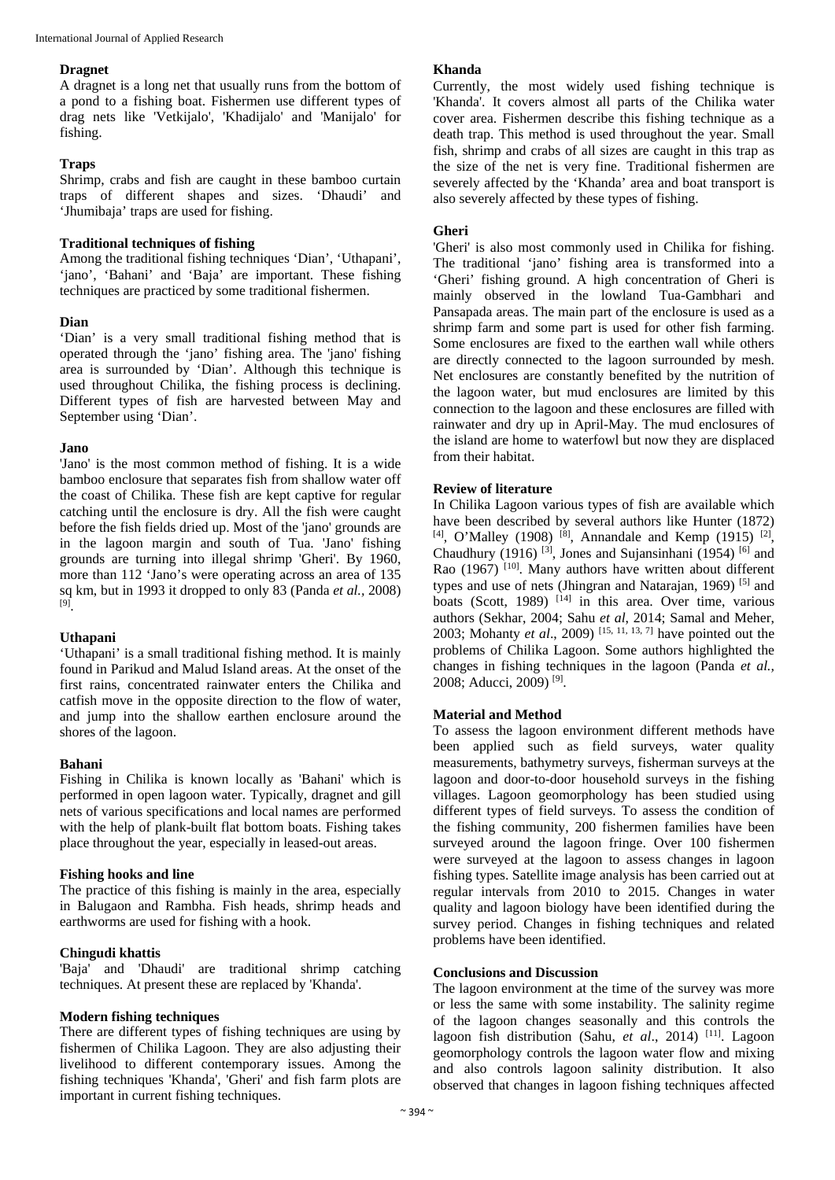### Dragnet

A dragnet is a long net that usually runs from the bottom of a pond to a fishing boat. Fishermen use different types of drag nets like 'Vetkijalo', 'Khadijalo' and 'Manijalo' for fishing.

### Traps

Shrimp, crabs and fish are caught in these bamboo curtain traps of different shapes and sizes. 'Dhaudi' and 'Jhumibaja' traps are used for fishing.

### Traditional techniques of fishing

Among the traditional fishing techniques 'Dian', 'Uthapani', 'jano', 'Bahani' and 'Baja' are important. These fishing techniques are practiced by some traditional fishermen.

### Dian

'Dian' is a very small traditional fishing method that is operated through the 'jano' fishing area. The 'jano' fishing area is surrounded by 'Dian'. Although this technique is used throughout Chilika, the fishing process is declining. Different types of fish are harvested between May and September using 'Dian'.

### Jano

'Jano' is the most common method of fishing. It is a wide bamboo enclosure that separates fish from shallow water off the coast of Chilika. These fish are kept captive for regular catching until the enclosure is dry. All the fish were caught before the fish fields dried up. Most of the 'jano' grounds are in the lagoon margin and south of Tua. 'Jano' fishing grounds are turning into illegal shrimp 'Gheri'. By 1960, more than 112 'Jano's were operating across an area of 135 sq km, but in 1993 it dropped to only 83 (Panda *et al.,* 2008) [9].

### Uthapani

'Uthapani' is a small traditional fishing method. It is mainly found in Parikud and Malud Island areas. At the onset of the first rains, concentrated rainwater enters the Chilika and catfish move in the opposite direction to the flow of water, and jump into the shallow earthen enclosure around the shores of the lagoon.

### Bahani

Fishing in Chilika is known locally as 'Bahani' which is performed in open lagoon water. Typically, dragnet and gill nets of various specifications and local names are performed with the help of plank-built flat bottom boats. Fishing takes place throughout the year, especially in leased-out areas.

### Fishing hooks and line

The practice of this fishing is mainly in the area, especially in Balugaon and Rambha. Fish heads, shrimp heads and earthworms are used for fishing with a hook.

### Chingudi khattis

'Baja' and 'Dhaudi' are traditional shrimp catching techniques. At present these are replaced by 'Khanda'.

### Modern fishing techniques

There are different types of fishing techniques are using by fishermen of Chilika Lagoon. They are also adjusting their livelihood to different contemporary issues. Among the fishing techniques 'Khanda', 'Gheri' and fish farm plots are important in current fishing techniques.

### Khanda

Currently, the most widely used fishing technique is 'Khanda'. It covers almost all parts of the Chilika water cover area. Fishermen describe this fishing technique as a death trap. This method is used throughout the year. Small fish, shrimp and crabs of all sizes are caught in this trap as the size of the net is very fine. Traditional fishermen are severely affected by the 'Khanda' area and boat transport is also severely affected by these types of fishing.

### Gheri

'Gheri' is also most commonly used in Chilika for fishing. The traditional 'jano' fishing area is transformed into a 'Gheri' fishing ground. A high concentration of Gheri is mainly observed in the lowland Tua-Gambhari and Pansapada areas. The main part of the enclosure is used as a shrimp farm and some part is used for other fish farming. Some enclosures are fixed to the earthen wall while others are directly connected to the lagoon surrounded by mesh. Net enclosures are constantly benefited by the nutrition of the lagoon water, but mud enclosures are limited by this connection to the lagoon and these enclosures are filled with rainwater and dry up in April-May. The mud enclosures of the island are home to waterfowl but now they are displaced from their habitat.

## Review of literature

In Chilika Lagoon various types of fish are available which have been described by several authors like Hunter (1872) [4], O'Malley (1908) [8], Annandale and Kemp (1915) [2], Chaudhury (1916) [3], Jones and Sujansinhani (1954) [6] and Rao (1967) [10]. Many authors have written about different types and use of nets (Jhingran and Natarajan, 1969) [5] and boats (Scott, 1989) [14] in this area. Over time, various authors (Sekhar, 2004; Sahu *et al,* 2014; Samal and Meher, 2003; Mohanty *et al*., 2009) [15, 11, 13, 7] have pointed out the problems of Chilika Lagoon. Some authors highlighted the changes in fishing techniques in the lagoon (Panda *et al.,* 2008; Aducci, 2009) [9].

## Material and Method

To assess the lagoon environment different methods have been applied such as field surveys, water quality measurements, bathymetry surveys, fisherman surveys at the lagoon and door-to-door household surveys in the fishing villages. Lagoon geomorphology has been studied using different types of field surveys. To assess the condition of the fishing community, 200 fishermen families have been surveyed around the lagoon fringe. Over 100 fishermen were surveyed at the lagoon to assess changes in lagoon fishing types. Satellite image analysis has been carried out at regular intervals from 2010 to 2015. Changes in water quality and lagoon biology have been identified during the survey period. Changes in fishing techniques and related problems have been identified.

## Conclusions and Discussion

The lagoon environment at the time of the survey was more or less the same with some instability. The salinity regime of the lagoon changes seasonally and this controls the lagoon fish distribution (Sahu, *et al*., 2014) [11]. Lagoon geomorphology controls the lagoon water flow and mixing and also controls lagoon salinity distribution. It also observed that changes in lagoon fishing techniques affected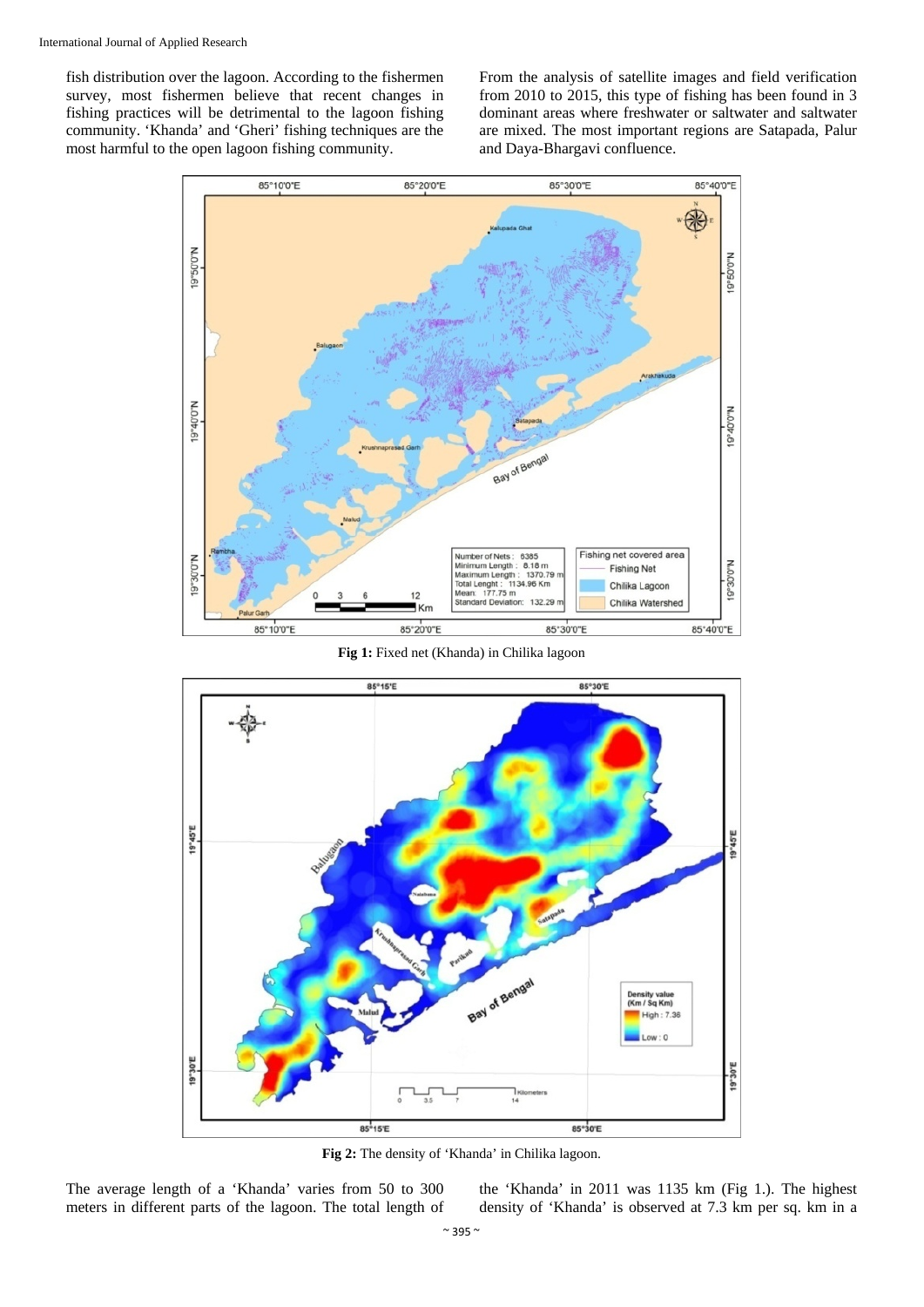fish distribution over the lagoon. According to the fishermen survey, most fishermen believe that recent changes in fishing practices will be detrimental to the lagoon fishing community. 'Khanda' and 'Gheri' fishing techniques are the most harmful to the open lagoon fishing community.

From the analysis of satellite images and field verification from 2010 to 2015, this type of fishing has been found in 3 dominant areas where freshwater or saltwater and saltwater are mixed. The most important regions are Satapada, Palur and Daya-Bhargavi confluence.

**Fig 1:** Fixed net (Khanda) in Chilika lagoon

**Fig 2:** The density of 'Khanda' in Chilika lagoon.

The average length of a 'Khanda' varies from 50 to 300 meters in different parts of the lagoon. The total length of the 'Khanda' in 2011 was 1135 km (Fig 1.). The highest density of 'Khanda' is observed at 7.3 km per sq. km in a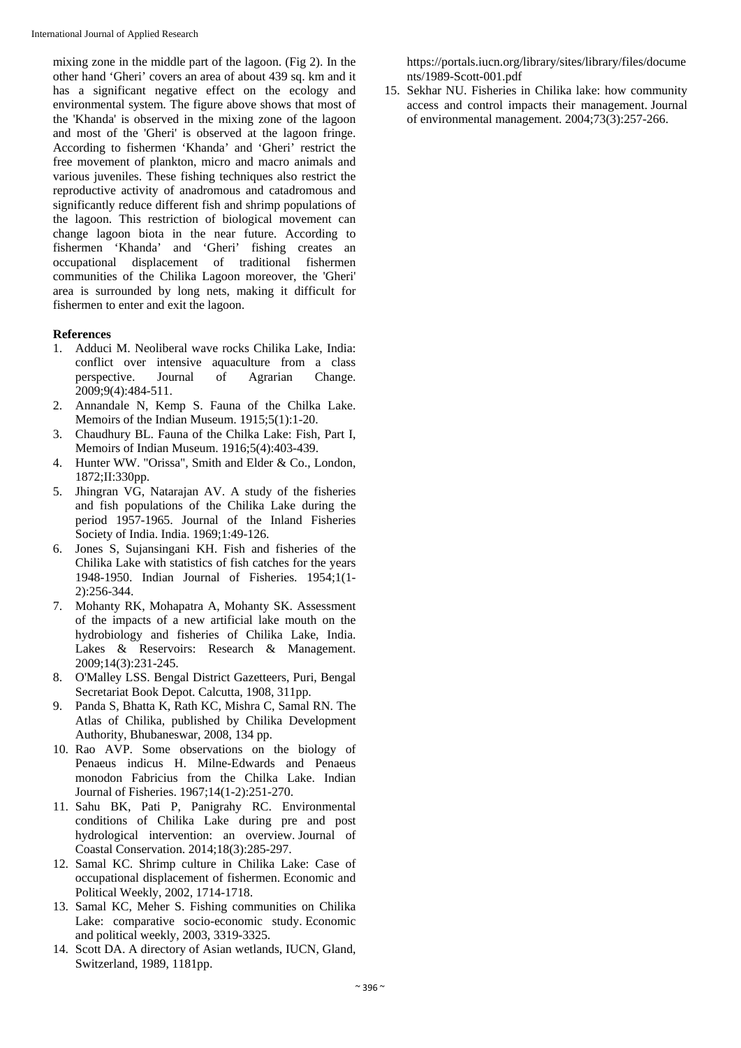mixing zone in the middle part of the lagoon. (Fig 2). In the other hand 'Gheri' covers an area of about 439 sq. km and it has a significant negative effect on the ecology and environmental system. The figure above shows that most of the 'Khanda' is observed in the mixing zone of the lagoon and most of the 'Gheri' is observed at the lagoon fringe. According to fishermen 'Khanda' and 'Gheri' restrict the free movement of plankton, micro and macro animals and various juveniles. These fishing techniques also restrict the reproductive activity of anadromous and catadromous and significantly reduce different fish and shrimp populations of the lagoon. This restriction of biological movement can change lagoon biota in the near future. According to fishermen 'Khanda' and 'Gheri' fishing creates an occupational displacement of traditional fishermen communities of the Chilika Lagoon moreover, the 'Gheri' area is surrounded by long nets, making it difficult for fishermen to enter and exit the lagoon.

## References

1. Adduci M. Neoliberal wave rocks Chilika Lake, India: conflict over intensive aquaculture from a class perspective. Journal of Agrarian Change. 2009;9(4):484-511.
2. Annandale N, Kemp S. Fauna of the Chilka Lake. Memoirs of the Indian Museum. 1915;5(1):1-20.
3. Chaudhury BL. Fauna of the Chilka Lake: Fish, Part I, Memoirs of Indian Museum. 1916;5(4):403-439.
4. Hunter WW. "Orissa", Smith and Elder & Co., London, 1872;II:330pp.
5. Jhingran VG, Natarajan AV. A study of the fisheries and fish populations of the Chilika Lake during the period 1957-1965. Journal of the Inland Fisheries Society of India. India. 1969;1:49-126.
6. Jones S, Sujansingani KH. Fish and fisheries of the Chilika Lake with statistics of fish catches for the years 1948-1950. Indian Journal of Fisheries. 1954;1(1-2):256-344.
7. Mohanty RK, Mohapatra A, Mohanty SK. Assessment of the impacts of a new artificial lake mouth on the hydrobiology and fisheries of Chilika Lake, India. Lakes & Reservoirs: Research & Management. 2009;14(3):231-245.
8. O'Malley LSS. Bengal District Gazetteers, Puri, Bengal Secretariat Book Depot. Calcutta, 1908, 311pp.
9. Panda S, Bhatta K, Rath KC, Mishra C, Samal RN. The Atlas of Chilika, published by Chilika Development Authority, Bhubaneswar, 2008, 134 pp.
10. Rao AVP. Some observations on the biology of Penaeus indicus H. Milne-Edwards and Penaeus monodon Fabricius from the Chilka Lake. Indian Journal of Fisheries. 1967;14(1-2):251-270.
11. Sahu BK, Pati P, Panigrahy RC. Environmental conditions of Chilika Lake during pre and post hydrological intervention: an overview. Journal of Coastal Conservation. 2014;18(3):285-297.
12. Samal KC. Shrimp culture in Chilika Lake: Case of occupational displacement of fishermen. Economic and Political Weekly, 2002, 1714-1718.
13. Samal KC, Meher S. Fishing communities on Chilika Lake: comparative socio-economic study. Economic and political weekly, 2003, 3319-3325.
14. Scott DA. A directory of Asian wetlands, IUCN, Gland, Switzerland, 1989, 1181pp. https://portals.iucn.org/library/sites/library/files/documents/1989-Scott-001.pdf
15. Sekhar NU. Fisheries in Chilika lake: how community access and control impacts their management. Journal of environmental management. 2004;73(3):257-266.